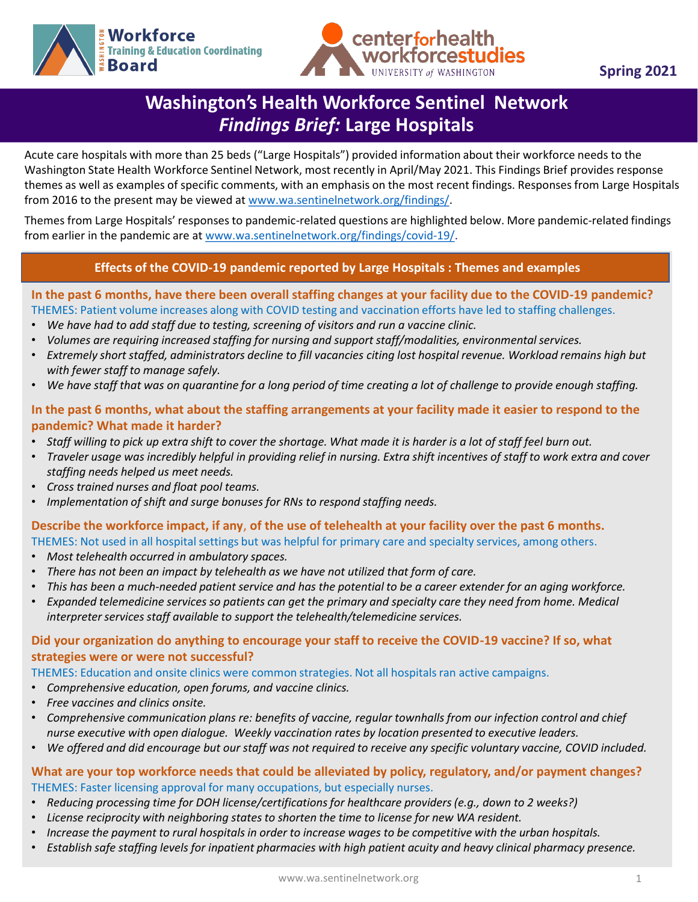Workforce Training & Education Coordinating Board

center for health workforce studies — UNIVERSITY of WASHINGTON

Spring 2021

# Washington's Health Workforce Sentinel Network *Findings Brief:* Large Hospitals

Acute care hospitals with more than 25 beds ("Large Hospitals") provided information about their workforce needs to the Washington State Health Workforce Sentinel Network, most recently in April/May 2021. This Findings Brief provides response themes as well as examples of specific comments, with an emphasis on the most recent findings. Responses from Large Hospitals from 2016 to the present may be viewed at www.wa.sentinelnetwork.org/findings/.

Themes from Large Hospitals' responses to pandemic-related questions are highlighted below. More pandemic-related findings from earlier in the pandemic are at www.wa.sentinelnetwork.org/findings/covid-19/.

## Effects of the COVID-19 pandemic reported by Large Hospitals : Themes and examples

### In the past 6 months, have there been overall staffing changes at your facility due to the COVID-19 pandemic?

THEMES: Patient volume increases along with COVID testing and vaccination efforts have led to staffing challenges.

- *We have had to add staff due to testing, screening of visitors and run a vaccine clinic.*
- *Volumes are requiring increased staffing for nursing and support staff/modalities, environmental services.*
- *Extremely short staffed, administrators decline to fill vacancies citing lost hospital revenue. Workload remains high but with fewer staff to manage safely.*
- *We have staff that was on quarantine for a long period of time creating a lot of challenge to provide enough staffing.*

### In the past 6 months, what about the staffing arrangements at your facility made it easier to respond to the pandemic? What made it harder?

- *Staff willing to pick up extra shift to cover the shortage. What made it is harder is a lot of staff feel burn out.*
- *Traveler usage was incredibly helpful in providing relief in nursing. Extra shift incentives of staff to work extra and cover staffing needs helped us meet needs.*
- *Cross trained nurses and float pool teams.*
- *Implementation of shift and surge bonuses for RNs to respond staffing needs.*

### Describe the workforce impact, if any, of the use of telehealth at your facility over the past 6 months.

THEMES: Not used in all hospital settings but was helpful for primary care and specialty services, among others.

- *Most telehealth occurred in ambulatory spaces.*
- *There has not been an impact by telehealth as we have not utilized that form of care.*
- *This has been a much-needed patient service and has the potential to be a career extender for an aging workforce.*
- *Expanded telemedicine services so patients can get the primary and specialty care they need from home. Medical interpreter services staff available to support the telehealth/telemedicine services.*

### Did your organization do anything to encourage your staff to receive the COVID-19 vaccine? If so, what strategies were or were not successful?

THEMES: Education and onsite clinics were common strategies. Not all hospitals ran active campaigns.

- *Comprehensive education, open forums, and vaccine clinics.*
- *Free vaccines and clinics onsite.*
- *Comprehensive communication plans re: benefits of vaccine, regular townhalls from our infection control and chief nurse executive with open dialogue. Weekly vaccination rates by location presented to executive leaders.*
- *We offered and did encourage but our staff was not required to receive any specific voluntary vaccine, COVID included.*

### What are your top workforce needs that could be alleviated by policy, regulatory, and/or payment changes?

THEMES: Faster licensing approval for many occupations, but especially nurses.

- *Reducing processing time for DOH license/certifications for healthcare providers (e.g., down to 2 weeks?)*
- *License reciprocity with neighboring states to shorten the time to license for new WA resident.*
- *Increase the payment to rural hospitals in order to increase wages to be competitive with the urban hospitals.*
- *Establish safe staffing levels for inpatient pharmacies with high patient acuity and heavy clinical pharmacy presence.*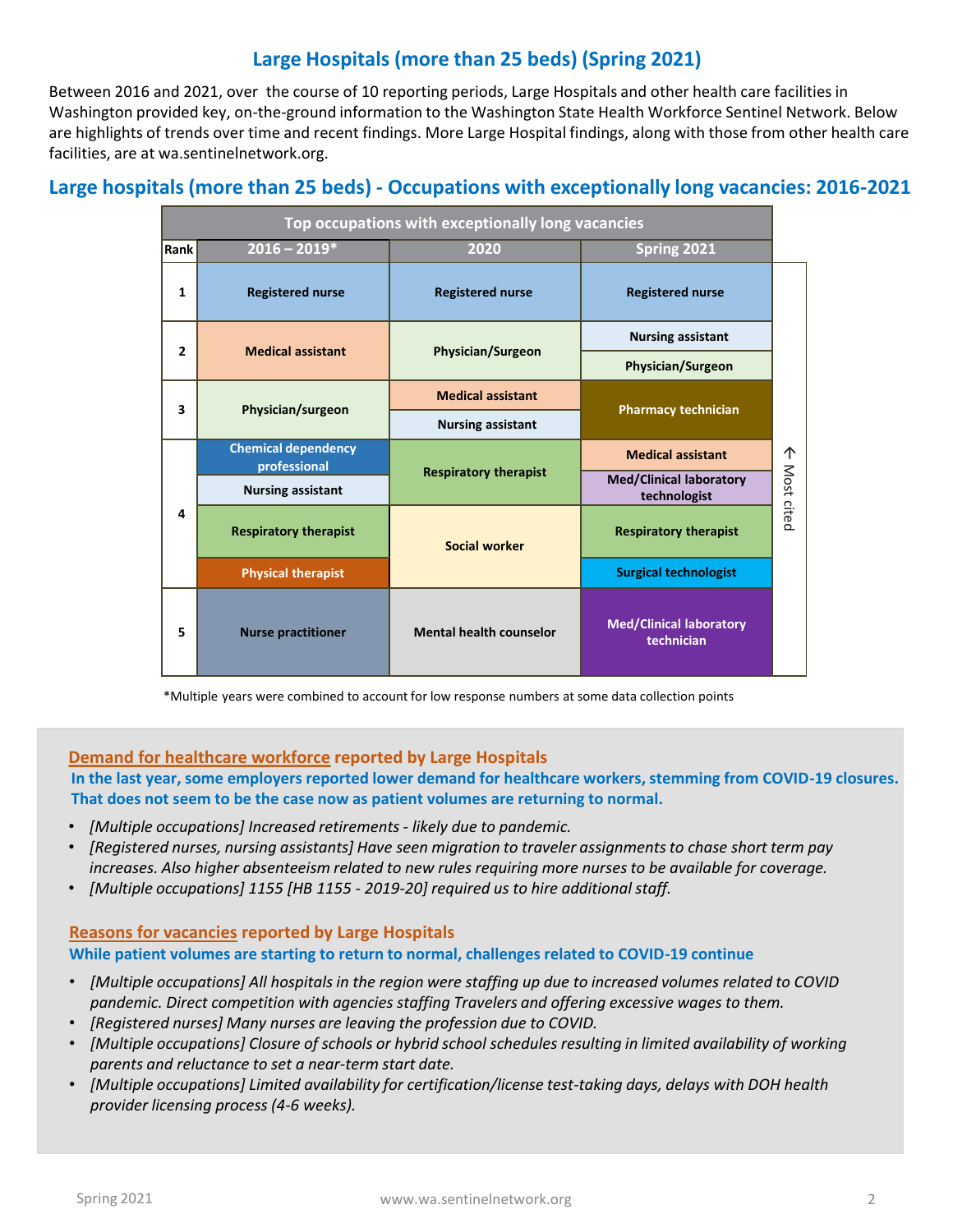## Large Hospitals (more than 25 beds) (Spring 2021)

Between 2016 and 2021, over the course of 10 reporting periods, Large Hospitals and other health care facilities in Washington provided key, on-the-ground information to the Washington State Health Workforce Sentinel Network. Below are highlights of trends over time and recent findings. More Large Hospital findings, along with those from other health care facilities, are at wa.sentinelnetwork.org.

## Large hospitals (more than 25 beds) - Occupations with exceptionally long vacancies: 2016-2021

| Top occupations with exceptionally long vacancies | | | |
|---|---|---|---|
| **Rank** | **2016 – 2019*** | **2020** | **Spring 2021** |
| 1 | Registered nurse | Registered nurse | Registered nurse |
| 2 | Medical assistant | Physician/Surgeon | Nursing assistant; Physician/Surgeon |
| 3 | Physician/surgeon | Medical assistant; Nursing assistant | Pharmacy technician |
| 4 | Chemical dependency professional; Nursing assistant; Respiratory therapist; Physical therapist | Respiratory therapist; Social worker | Medical assistant; Med/Clinical laboratory technologist; Respiratory therapist; Surgical technologist |
| 5 | Nurse practitioner | Mental health counselor | Med/Clinical laboratory technician |

↑ Most cited

*Multiple years were combined to account for low response numbers at some data collection points

### Demand for healthcare workforce reported by Large Hospitals

**In the last year, some employers reported lower demand for healthcare workers, stemming from COVID-19 closures. That does not seem to be the case now as patient volumes are returning to normal.**

- *[Multiple occupations] Increased retirements - likely due to pandemic.*
- *[Registered nurses, nursing assistants] Have seen migration to traveler assignments to chase short term pay increases. Also higher absenteeism related to new rules requiring more nurses to be available for coverage.*
- *[Multiple occupations] 1155 [HB 1155 - 2019-20] required us to hire additional staff.*

### Reasons for vacancies reported by Large Hospitals

**While patient volumes are starting to return to normal, challenges related to COVID-19 continue**

- *[Multiple occupations] All hospitals in the region were staffing up due to increased volumes related to COVID pandemic. Direct competition with agencies staffing Travelers and offering excessive wages to them.*
- *[Registered nurses] Many nurses are leaving the profession due to COVID.*
- *[Multiple occupations] Closure of schools or hybrid school schedules resulting in limited availability of working parents and reluctance to set a near-term start date.*
- *[Multiple occupations] Limited availability for certification/license test-taking days, delays with DOH health provider licensing process (4-6 weeks).*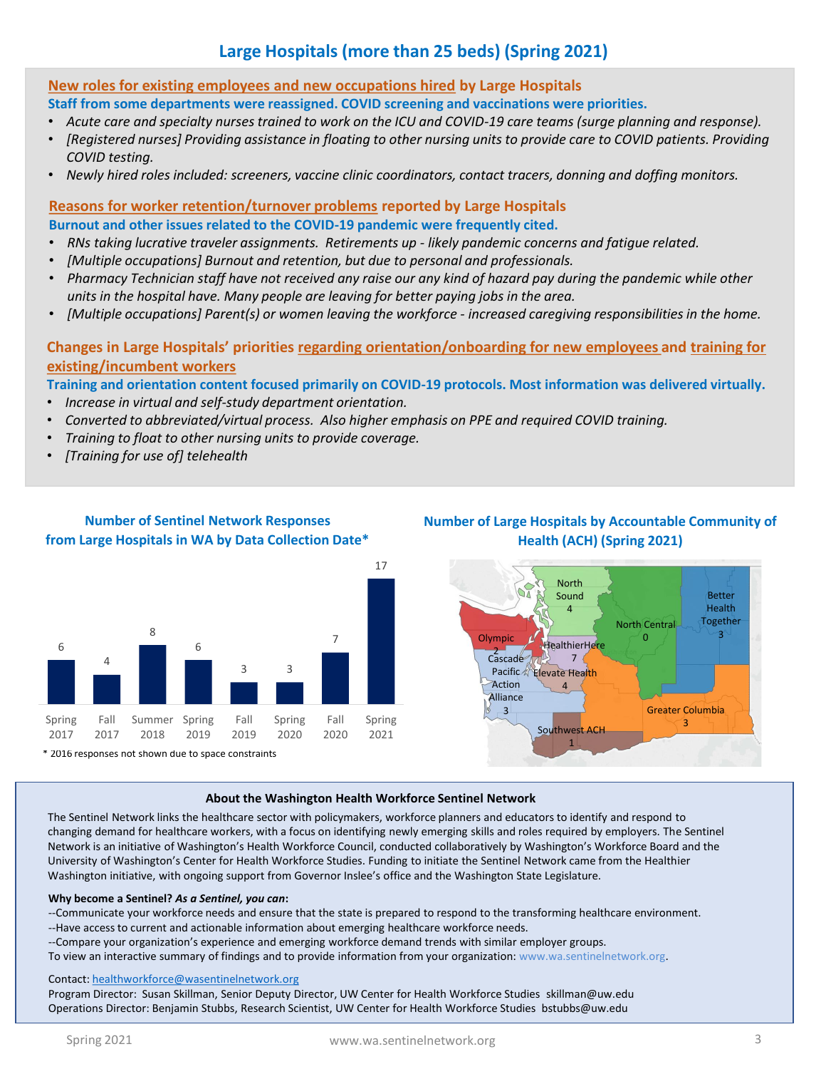# Large Hospitals (more than 25 beds) (Spring 2021)

## New roles for existing employees and new occupations hired by Large Hospitals

**Staff from some departments were reassigned. COVID screening and vaccinations were priorities.**

- *Acute care and specialty nurses trained to work on the ICU and COVID-19 care teams (surge planning and response).*
- *[Registered nurses] Providing assistance in floating to other nursing units to provide care to COVID patients. Providing COVID testing.*
- *Newly hired roles included: screeners, vaccine clinic coordinators, contact tracers, donning and doffing monitors.*

## Reasons for worker retention/turnover problems reported by Large Hospitals

**Burnout and other issues related to the COVID-19 pandemic were frequently cited.**

- *RNs taking lucrative traveler assignments. Retirements up - likely pandemic concerns and fatigue related.*
- *[Multiple occupations] Burnout and retention, but due to personal and professionals.*
- *Pharmacy Technician staff have not received any raise our any kind of hazard pay during the pandemic while other units in the hospital have. Many people are leaving for better paying jobs in the area.*
- *[Multiple occupations] Parent(s) or women leaving the workforce - increased caregiving responsibilities in the home.*

## Changes in Large Hospitals' priorities regarding orientation/onboarding for new employees and training for existing/incumbent workers

**Training and orientation content focused primarily on COVID-19 protocols. Most information was delivered virtually.**

- *Increase in virtual and self-study department orientation.*
- *Converted to abbreviated/virtual process. Also higher emphasis on PPE and required COVID training.*
- *Training to float to other nursing units to provide coverage.*
- *[Training for use of] telehealth*

### Number of Sentinel Network Responses from Large Hospitals in WA by Data Collection Date*

Spring 2017: 6
Fall 2017: 4
Summer 2018: 8
Spring 2019: 6
Fall 2019: 3
Spring 2020: 3
Fall 2020: 7
Spring 2021: 17

\* 2016 responses not shown due to space constraints

### Number of Large Hospitals by Accountable Community of Health (ACH) (Spring 2021)

North Sound 4
Better Health Together 3
North Central 0
Olympic 2
HealthierHere 7
Cascade Pacific Action Alliance 3
Elevate Health 4
Greater Columbia 3
Southwest ACH 1

---

**About the Washington Health Workforce Sentinel Network**

The Sentinel Network links the healthcare sector with policymakers, workforce planners and educators to identify and respond to changing demand for healthcare workers, with a focus on identifying newly emerging skills and roles required by employers. The Sentinel Network is an initiative of Washington's Health Workforce Council, conducted collaboratively by Washington's Workforce Board and the University of Washington's Center for Health Workforce Studies. Funding to initiate the Sentinel Network came from the Healthier Washington initiative, with ongoing support from Governor Inslee's office and the Washington State Legislature.

**Why become a Sentinel?** ***As a Sentinel, you can*****:**

--Communicate your workforce needs and ensure that the state is prepared to respond to the transforming healthcare environment.
--Have access to current and actionable information about emerging healthcare workforce needs.
--Compare your organization's experience and emerging workforce demand trends with similar employer groups.
To view an interactive summary of findings and to provide information from your organization: www.wa.sentinelnetwork.org.

Contact: healthworkforce@wasentinelnetwork.org
Program Director: Susan Skillman, Senior Deputy Director, UW Center for Health Workforce Studies skillman@uw.edu
Operations Director: Benjamin Stubbs, Research Scientist, UW Center for Health Workforce Studies bstubbs@uw.edu